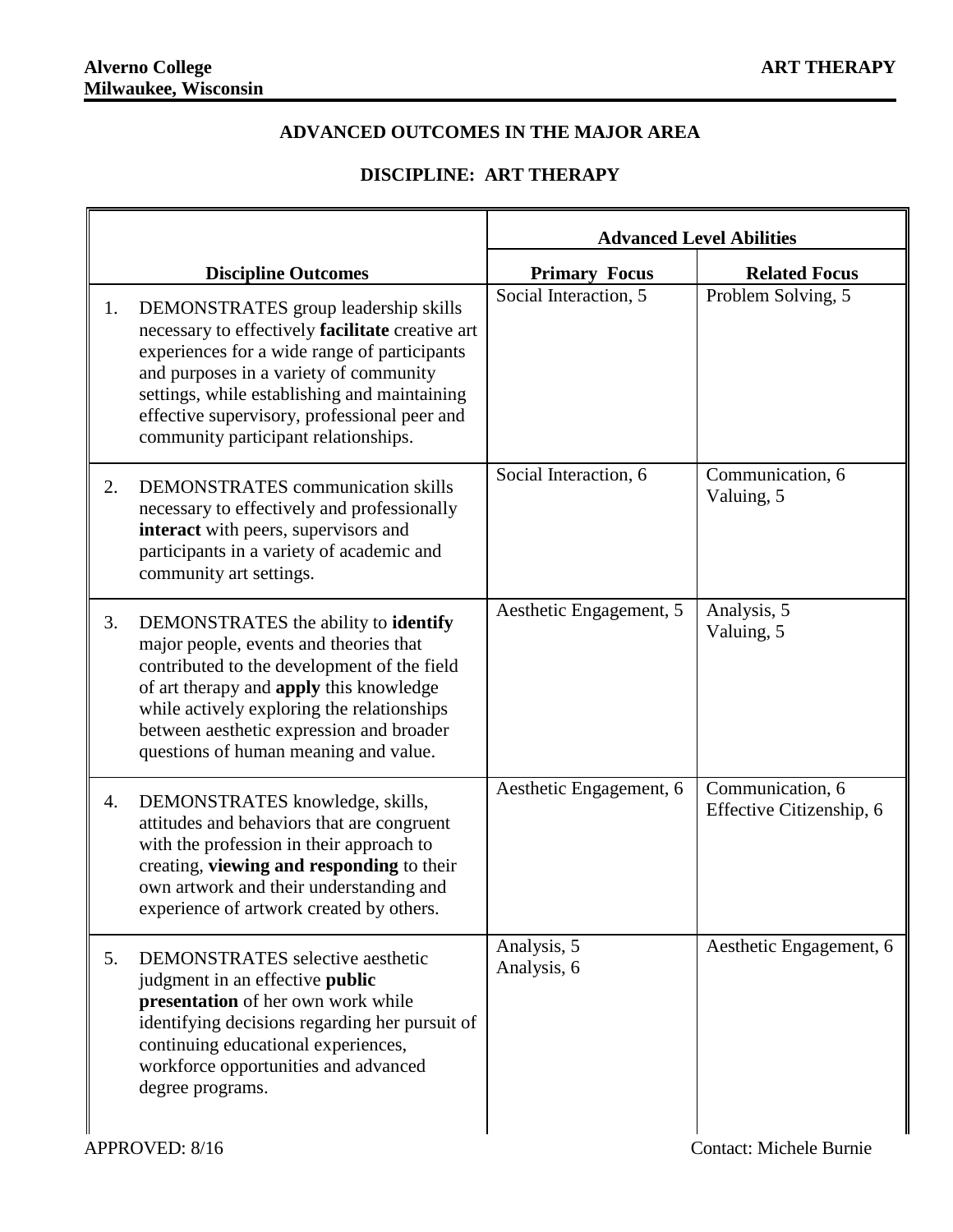**Alverno College**
**Milwaukee, Wisconsin**

**ART THERAPY**

## ADVANCED OUTCOMES IN THE MAJOR AREA

## DISCIPLINE: ART THERAPY

| | Advanced Level Abilities | |
|---|---|---|
| **Discipline Outcomes** | **Primary Focus** | **Related Focus** |
| 1. DEMONSTRATES group leadership skills necessary to effectively **facilitate** creative art experiences for a wide range of participants and purposes in a variety of community settings, while establishing and maintaining effective supervisory, professional peer and community participant relationships. | Social Interaction, 5 | Problem Solving, 5 |
| 2. DEMONSTRATES communication skills necessary to effectively and professionally **interact** with peers, supervisors and participants in a variety of academic and community art settings. | Social Interaction, 6 | Communication, 6<br>Valuing, 5 |
| 3. DEMONSTRATES the ability to **identify** major people, events and theories that contributed to the development of the field of art therapy and **apply** this knowledge while actively exploring the relationships between aesthetic expression and broader questions of human meaning and value. | Aesthetic Engagement, 5 | Analysis, 5<br>Valuing, 5 |
| 4. DEMONSTRATES knowledge, skills, attitudes and behaviors that are congruent with the profession in their approach to creating, **viewing and responding** to their own artwork and their understanding and experience of artwork created by others. | Aesthetic Engagement, 6 | Communication, 6<br>Effective Citizenship, 6 |
| 5. DEMONSTRATES selective aesthetic judgment in an effective **public presentation** of her own work while identifying decisions regarding her pursuit of continuing educational experiences, workforce opportunities and advanced degree programs. | Analysis, 5<br>Analysis, 6 | Aesthetic Engagement, 6 |

APPROVED: 8/16

Contact: Michele Burnie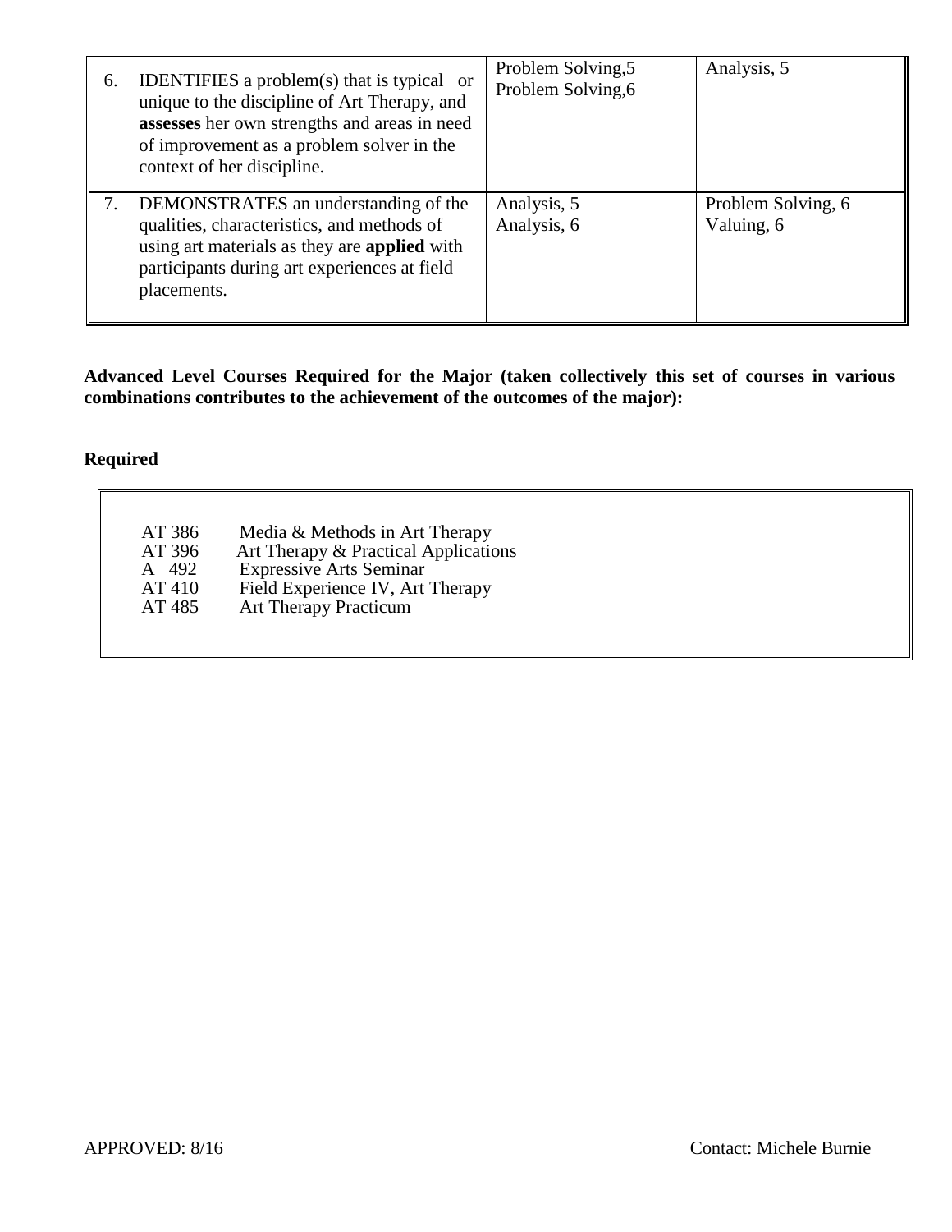| | | | |
|---|---|---|---|
| 6. | IDENTIFIES a problem(s) that is typical or unique to the discipline of Art Therapy, and **assesses** her own strengths and areas in need of improvement as a problem solver in the context of her discipline. | Problem Solving,5<br>Problem Solving,6 | Analysis, 5 |
| 7. | DEMONSTRATES an understanding of the qualities, characteristics, and methods of using art materials as they are **applied** with participants during art experiences at field placements. | Analysis, 5<br>Analysis, 6 | Problem Solving, 6<br>Valuing, 6 |

**Advanced Level Courses Required for the Major (taken collectively this set of courses in various combinations contributes to the achievement of the outcomes of the major):**

**Required**

| | |
|---|---|
| AT 386 | Media & Methods in Art Therapy |
| AT 396 | Art Therapy & Practical Applications |
| A 492 | Expressive Arts Seminar |
| AT 410 | Field Experience IV, Art Therapy |
| AT 485 | Art Therapy Practicum |

APPROVED: 8/16

Contact: Michele Burnie